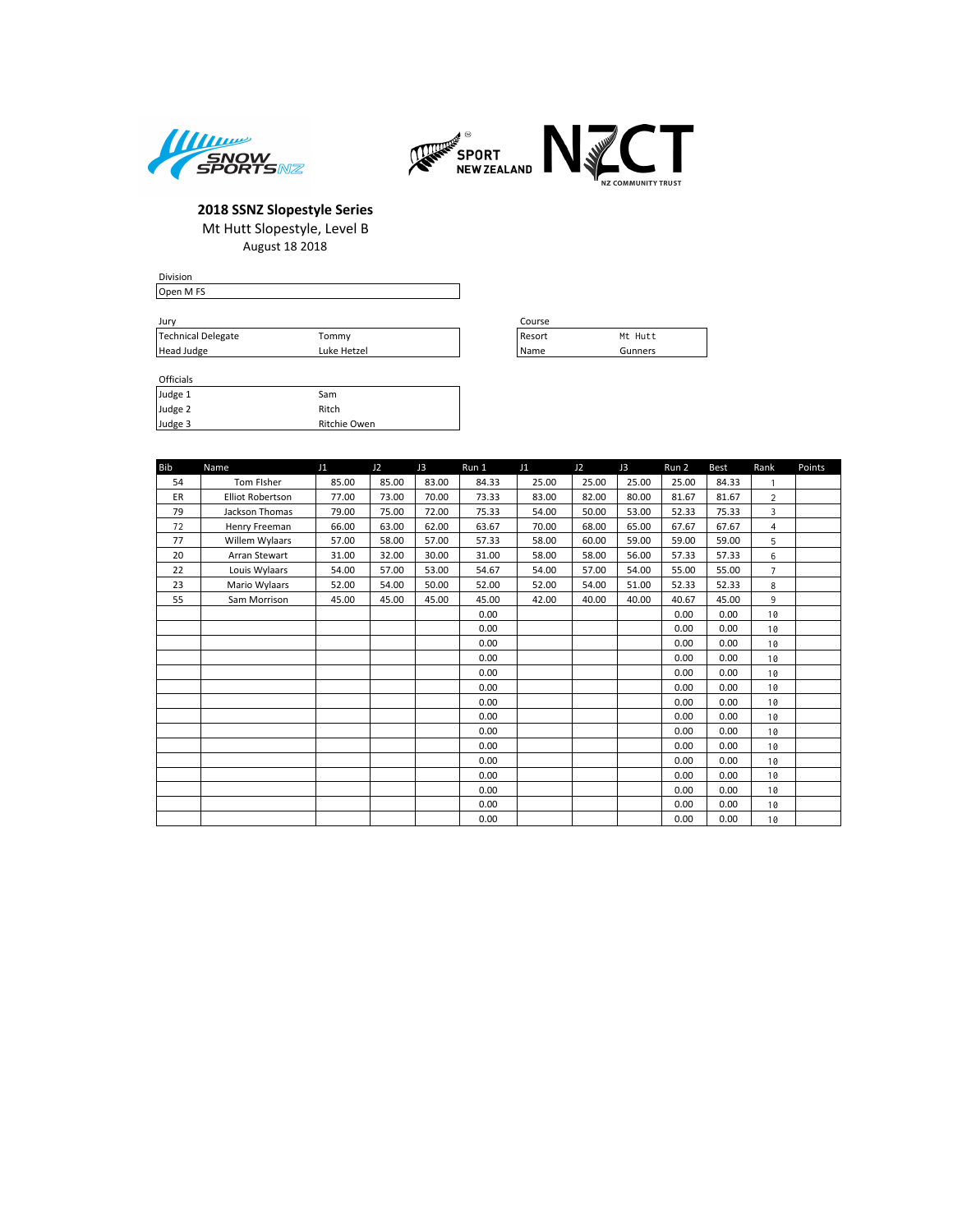## 2018 SSNZ Slopestyle Series

Mt Hutt Slopestyle, Level B

August 18 2018

| Division | |
|---|---|
| Open M FS | |

| Jury | |
|---|---|
| Technical Delegate | Tommy |
| Head Judge | Luke Hetzel |

| Course | |
|---|---|
| Resort | Mt Hutt |
| Name | Gunners |

| Officials | |
|---|---|
| Judge 1 | Sam |
| Judge 2 | Ritch |
| Judge 3 | Ritchie Owen |

| Bib | Name | J1 | J2 | J3 | Run 1 | J1 | J2 | J3 | Run 2 | Best | Rank | Points |
|---|---|---|---|---|---|---|---|---|---|---|---|---|
| 54 | Tom FIsher | 85.00 | 85.00 | 83.00 | 84.33 | 25.00 | 25.00 | 25.00 | 25.00 | 84.33 | 1 | |
| ER | Elliot Robertson | 77.00 | 73.00 | 70.00 | 73.33 | 83.00 | 82.00 | 80.00 | 81.67 | 81.67 | 2 | |
| 79 | Jackson Thomas | 79.00 | 75.00 | 72.00 | 75.33 | 54.00 | 50.00 | 53.00 | 52.33 | 75.33 | 3 | |
| 72 | Henry Freeman | 66.00 | 63.00 | 62.00 | 63.67 | 70.00 | 68.00 | 65.00 | 67.67 | 67.67 | 4 | |
| 77 | Willem Wylaars | 57.00 | 58.00 | 57.00 | 57.33 | 58.00 | 60.00 | 59.00 | 59.00 | 59.00 | 5 | |
| 20 | Arran Stewart | 31.00 | 32.00 | 30.00 | 31.00 | 58.00 | 58.00 | 56.00 | 57.33 | 57.33 | 6 | |
| 22 | Louis Wylaars | 54.00 | 57.00 | 53.00 | 54.67 | 54.00 | 57.00 | 54.00 | 55.00 | 55.00 | 7 | |
| 23 | Mario Wylaars | 52.00 | 54.00 | 50.00 | 52.00 | 52.00 | 54.00 | 51.00 | 52.33 | 52.33 | 8 | |
| 55 | Sam Morrison | 45.00 | 45.00 | 45.00 | 45.00 | 42.00 | 40.00 | 40.00 | 40.67 | 45.00 | 9 | |
| | | | | | 0.00 | | | | 0.00 | 0.00 | 10 | |
| | | | | | 0.00 | | | | 0.00 | 0.00 | 10 | |
| | | | | | 0.00 | | | | 0.00 | 0.00 | 10 | |
| | | | | | 0.00 | | | | 0.00 | 0.00 | 10 | |
| | | | | | 0.00 | | | | 0.00 | 0.00 | 10 | |
| | | | | | 0.00 | | | | 0.00 | 0.00 | 10 | |
| | | | | | 0.00 | | | | 0.00 | 0.00 | 10 | |
| | | | | | 0.00 | | | | 0.00 | 0.00 | 10 | |
| | | | | | 0.00 | | | | 0.00 | 0.00 | 10 | |
| | | | | | 0.00 | | | | 0.00 | 0.00 | 10 | |
| | | | | | 0.00 | | | | 0.00 | 0.00 | 10 | |
| | | | | | 0.00 | | | | 0.00 | 0.00 | 10 | |
| | | | | | 0.00 | | | | 0.00 | 0.00 | 10 | |
| | | | | | 0.00 | | | | 0.00 | 0.00 | 10 | |
| | | | | | 0.00 | | | | 0.00 | 0.00 | 10 | |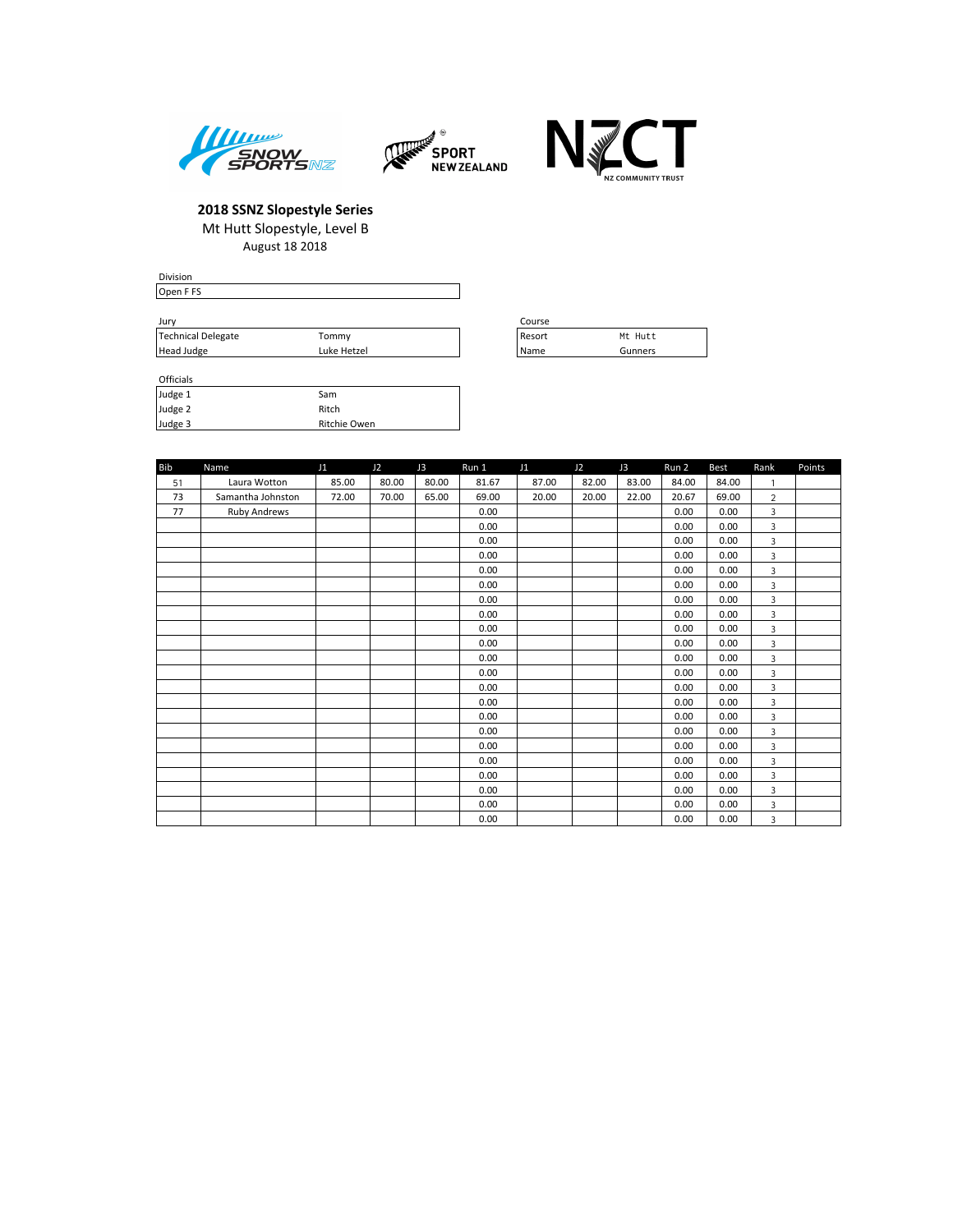**2018 SSNZ Slopestyle Series**

Mt Hutt Slopestyle, Level B

August 18 2018

Division

| Open F FS |
|---|

Jury

| | |
|---|---|
| Technical Delegate | Tommy |
| Head Judge | Luke Hetzel |

Course

| | |
|---|---|
| Resort | Mt Hutt |
| Name | Gunners |

Officials

| | |
|---|---|
| Judge 1 | Sam |
| Judge 2 | Ritch |
| Judge 3 | Ritchie Owen |

| Bib | Name | J1 | J2 | J3 | Run 1 | J1 | J2 | J3 | Run 2 | Best | Rank | Points |
|---|---|---|---|---|---|---|---|---|---|---|---|---|
| 51 | Laura Wotton | 85.00 | 80.00 | 80.00 | 81.67 | 87.00 | 82.00 | 83.00 | 84.00 | 84.00 | 1 | |
| 73 | Samantha Johnston | 72.00 | 70.00 | 65.00 | 69.00 | 20.00 | 20.00 | 22.00 | 20.67 | 69.00 | 2 | |
| 77 | Ruby Andrews | | | | 0.00 | | | | 0.00 | 0.00 | 3 | |
| | | | | | 0.00 | | | | 0.00 | 0.00 | 3 | |
| | | | | | 0.00 | | | | 0.00 | 0.00 | 3 | |
| | | | | | 0.00 | | | | 0.00 | 0.00 | 3 | |
| | | | | | 0.00 | | | | 0.00 | 0.00 | 3 | |
| | | | | | 0.00 | | | | 0.00 | 0.00 | 3 | |
| | | | | | 0.00 | | | | 0.00 | 0.00 | 3 | |
| | | | | | 0.00 | | | | 0.00 | 0.00 | 3 | |
| | | | | | 0.00 | | | | 0.00 | 0.00 | 3 | |
| | | | | | 0.00 | | | | 0.00 | 0.00 | 3 | |
| | | | | | 0.00 | | | | 0.00 | 0.00 | 3 | |
| | | | | | 0.00 | | | | 0.00 | 0.00 | 3 | |
| | | | | | 0.00 | | | | 0.00 | 0.00 | 3 | |
| | | | | | 0.00 | | | | 0.00 | 0.00 | 3 | |
| | | | | | 0.00 | | | | 0.00 | 0.00 | 3 | |
| | | | | | 0.00 | | | | 0.00 | 0.00 | 3 | |
| | | | | | 0.00 | | | | 0.00 | 0.00 | 3 | |
| | | | | | 0.00 | | | | 0.00 | 0.00 | 3 | |
| | | | | | 0.00 | | | | 0.00 | 0.00 | 3 | |
| | | | | | 0.00 | | | | 0.00 | 0.00 | 3 | |
| | | | | | 0.00 | | | | 0.00 | 0.00 | 3 | |
| | | | | | 0.00 | | | | 0.00 | 0.00 | 3 | |
| | | | | | 0.00 | | | | 0.00 | 0.00 | 3 | |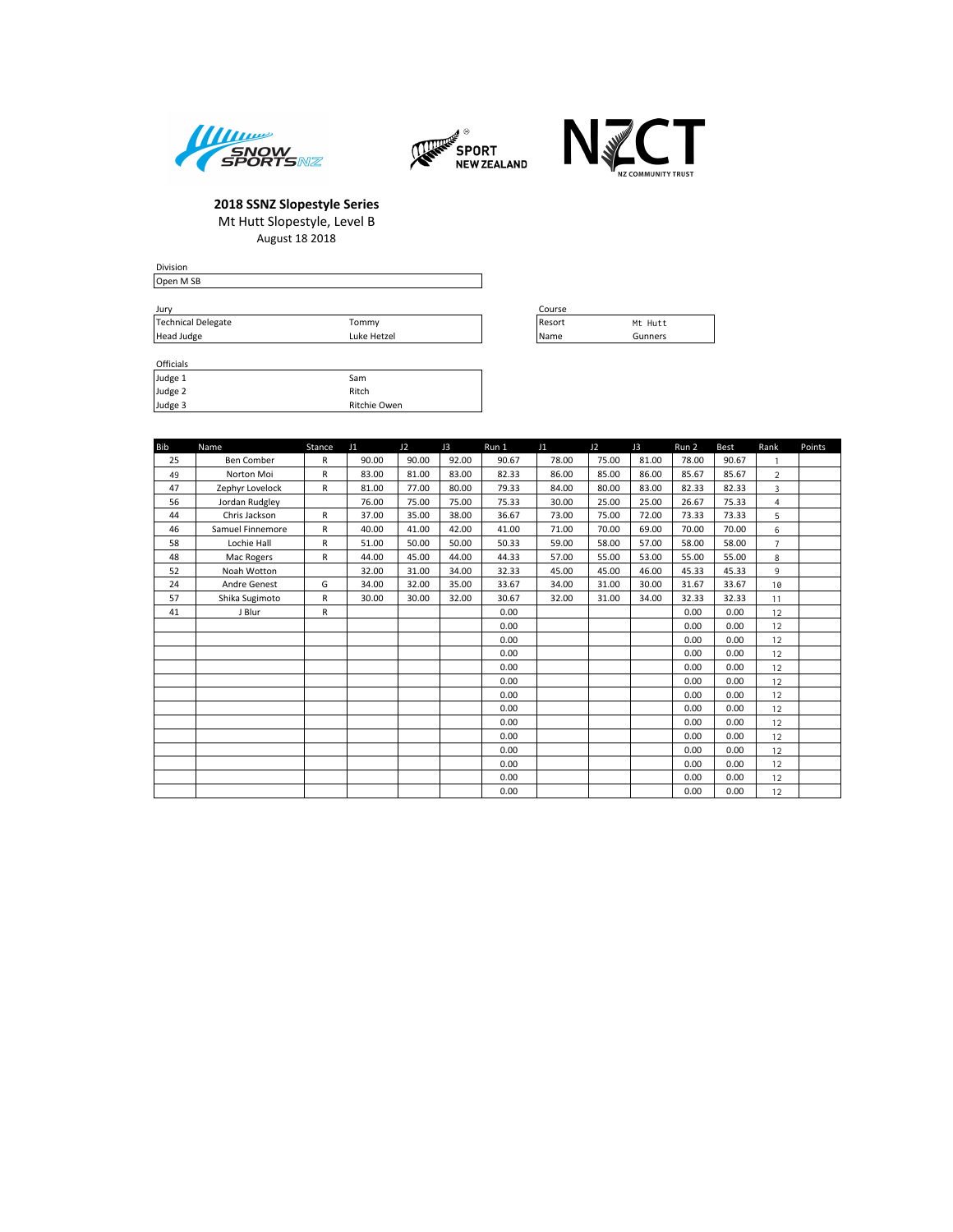**2018 SSNZ Slopestyle Series**

Mt Hutt Slopestyle, Level B

August 18 2018

| Division |
|---|
| Open M SB |

| Jury | |
|---|---|
| Technical Delegate | Tommy |
| Head Judge | Luke Hetzel |

| Course | |
|---|---|
| Resort | Mt Hutt |
| Name | Gunners |

| Officials | |
|---|---|
| Judge 1 | Sam |
| Judge 2 | Ritch |
| Judge 3 | Ritchie Owen |

| Bib | Name | Stance | J1 | J2 | J3 | Run 1 | J1 | J2 | J3 | Run 2 | Best | Rank | Points |
|---|---|---|---|---|---|---|---|---|---|---|---|---|---|
| 25 | Ben Comber | R | 90.00 | 90.00 | 92.00 | 90.67 | 78.00 | 75.00 | 81.00 | 78.00 | 90.67 | 1 | |
| 49 | Norton Moi | R | 83.00 | 81.00 | 83.00 | 82.33 | 86.00 | 85.00 | 86.00 | 85.67 | 85.67 | 2 | |
| 47 | Zephyr Lovelock | R | 81.00 | 77.00 | 80.00 | 79.33 | 84.00 | 80.00 | 83.00 | 82.33 | 82.33 | 3 | |
| 56 | Jordan Rudgley | | 76.00 | 75.00 | 75.00 | 75.33 | 30.00 | 25.00 | 25.00 | 26.67 | 75.33 | 4 | |
| 44 | Chris Jackson | R | 37.00 | 35.00 | 38.00 | 36.67 | 73.00 | 75.00 | 72.00 | 73.33 | 73.33 | 5 | |
| 46 | Samuel Finnemore | R | 40.00 | 41.00 | 42.00 | 41.00 | 71.00 | 70.00 | 69.00 | 70.00 | 70.00 | 6 | |
| 58 | Lochie Hall | R | 51.00 | 50.00 | 50.00 | 50.33 | 59.00 | 58.00 | 57.00 | 58.00 | 58.00 | 7 | |
| 48 | Mac Rogers | R | 44.00 | 45.00 | 44.00 | 44.33 | 57.00 | 55.00 | 53.00 | 55.00 | 55.00 | 8 | |
| 52 | Noah Wotton | | 32.00 | 31.00 | 34.00 | 32.33 | 45.00 | 45.00 | 46.00 | 45.33 | 45.33 | 9 | |
| 24 | Andre Genest | G | 34.00 | 32.00 | 35.00 | 33.67 | 34.00 | 31.00 | 30.00 | 31.67 | 33.67 | 10 | |
| 57 | Shika Sugimoto | R | 30.00 | 30.00 | 32.00 | 30.67 | 32.00 | 31.00 | 34.00 | 32.33 | 32.33 | 11 | |
| 41 | J Blur | R | | | | 0.00 | | | | 0.00 | 0.00 | 12 | |
| | | | | | | 0.00 | | | | 0.00 | 0.00 | 12 | |
| | | | | | | 0.00 | | | | 0.00 | 0.00 | 12 | |
| | | | | | | 0.00 | | | | 0.00 | 0.00 | 12 | |
| | | | | | | 0.00 | | | | 0.00 | 0.00 | 12 | |
| | | | | | | 0.00 | | | | 0.00 | 0.00 | 12 | |
| | | | | | | 0.00 | | | | 0.00 | 0.00 | 12 | |
| | | | | | | 0.00 | | | | 0.00 | 0.00 | 12 | |
| | | | | | | 0.00 | | | | 0.00 | 0.00 | 12 | |
| | | | | | | 0.00 | | | | 0.00 | 0.00 | 12 | |
| | | | | | | 0.00 | | | | 0.00 | 0.00 | 12 | |
| | | | | | | 0.00 | | | | 0.00 | 0.00 | 12 | |
| | | | | | | 0.00 | | | | 0.00 | 0.00 | 12 | |
| | | | | | | 0.00 | | | | 0.00 | 0.00 | 12 | |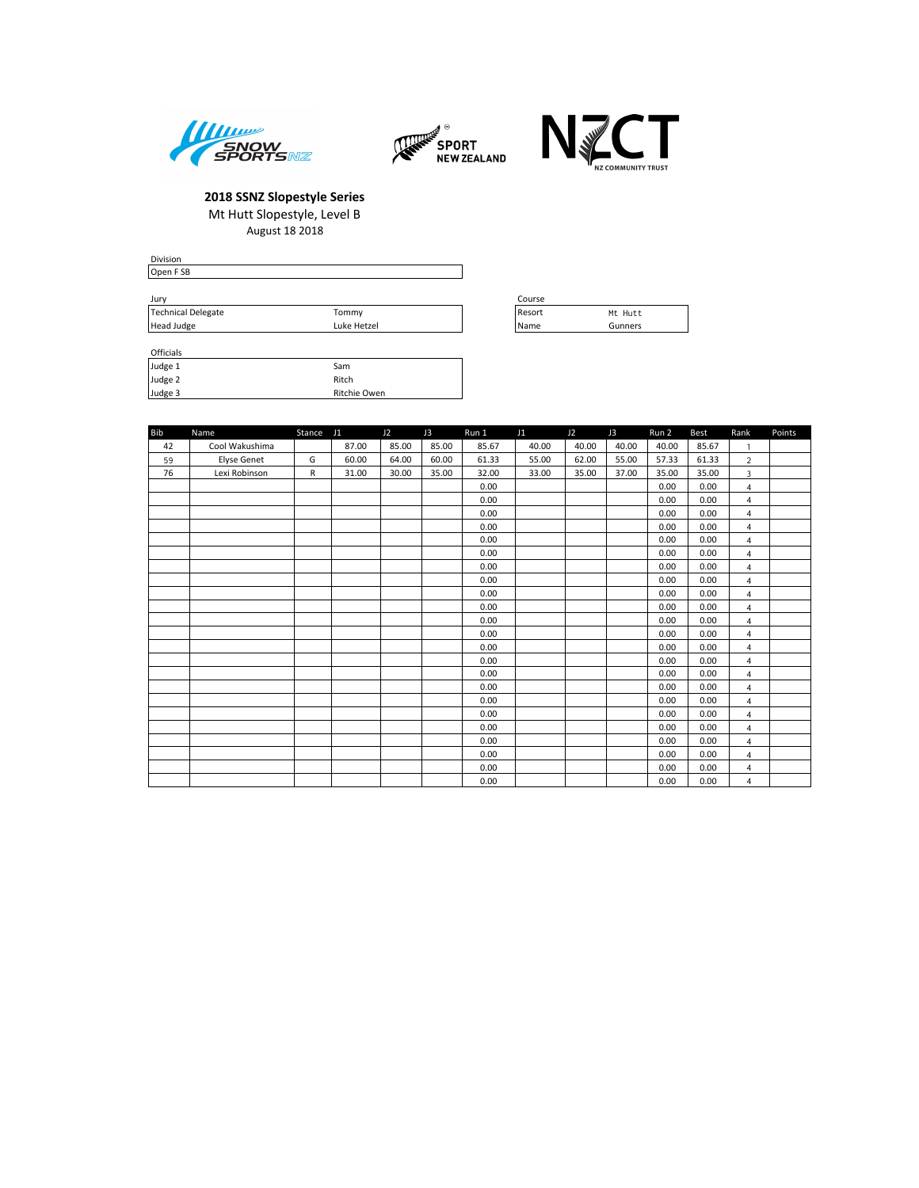**2018 SSNZ Slopestyle Series**

Mt Hutt Slopestyle, Level B

August 18 2018

| Division | |
|---|---|
| Open F SB | |

| Jury | |
|---|---|
| Technical Delegate | Tommy |
| Head Judge | Luke Hetzel |

| Course | |
|---|---|
| Resort | Mt Hutt |
| Name | Gunners |

| Officials | |
|---|---|
| Judge 1 | Sam |
| Judge 2 | Ritch |
| Judge 3 | Ritchie Owen |

| Bib | Name | Stance | J1 | J2 | J3 | Run 1 | J1 | J2 | J3 | Run 2 | Best | Rank | Points |
|---|---|---|---|---|---|---|---|---|---|---|---|---|---|
| 42 | Cool Wakushima | | 87.00 | 85.00 | 85.00 | 85.67 | 40.00 | 40.00 | 40.00 | 40.00 | 85.67 | 1 | |
| 59 | Elyse Genet | G | 60.00 | 64.00 | 60.00 | 61.33 | 55.00 | 62.00 | 55.00 | 57.33 | 61.33 | 2 | |
| 76 | Lexi Robinson | R | 31.00 | 30.00 | 35.00 | 32.00 | 33.00 | 35.00 | 37.00 | 35.00 | 35.00 | 3 | |
| | | | | | | 0.00 | | | | 0.00 | 0.00 | 4 | |
| | | | | | | 0.00 | | | | 0.00 | 0.00 | 4 | |
| | | | | | | 0.00 | | | | 0.00 | 0.00 | 4 | |
| | | | | | | 0.00 | | | | 0.00 | 0.00 | 4 | |
| | | | | | | 0.00 | | | | 0.00 | 0.00 | 4 | |
| | | | | | | 0.00 | | | | 0.00 | 0.00 | 4 | |
| | | | | | | 0.00 | | | | 0.00 | 0.00 | 4 | |
| | | | | | | 0.00 | | | | 0.00 | 0.00 | 4 | |
| | | | | | | 0.00 | | | | 0.00 | 0.00 | 4 | |
| | | | | | | 0.00 | | | | 0.00 | 0.00 | 4 | |
| | | | | | | 0.00 | | | | 0.00 | 0.00 | 4 | |
| | | | | | | 0.00 | | | | 0.00 | 0.00 | 4 | |
| | | | | | | 0.00 | | | | 0.00 | 0.00 | 4 | |
| | | | | | | 0.00 | | | | 0.00 | 0.00 | 4 | |
| | | | | | | 0.00 | | | | 0.00 | 0.00 | 4 | |
| | | | | | | 0.00 | | | | 0.00 | 0.00 | 4 | |
| | | | | | | 0.00 | | | | 0.00 | 0.00 | 4 | |
| | | | | | | 0.00 | | | | 0.00 | 0.00 | 4 | |
| | | | | | | 0.00 | | | | 0.00 | 0.00 | 4 | |
| | | | | | | 0.00 | | | | 0.00 | 0.00 | 4 | |
| | | | | | | 0.00 | | | | 0.00 | 0.00 | 4 | |
| | | | | | | 0.00 | | | | 0.00 | 0.00 | 4 | |
| | | | | | | 0.00 | | | | 0.00 | 0.00 | 4 | |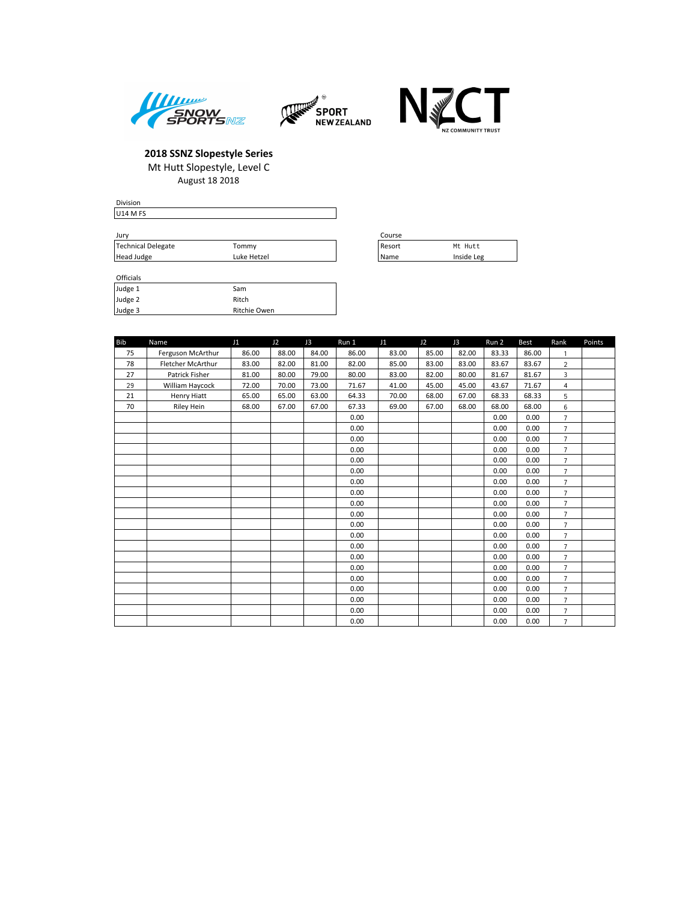**2018 SSNZ Slopestyle Series**

Mt Hutt Slopestyle, Level C

August 18 2018

| Division |
|---|
| U14 M FS |

Jury

| | |
|---|---|
| Technical Delegate | Tommy |
| Head Judge | Luke Hetzel |

Course

| | |
|---|---|
| Resort | Mt Hutt |
| Name | Inside Leg |

Officials

| | |
|---|---|
| Judge 1 | Sam |
| Judge 2 | Ritch |
| Judge 3 | Ritchie Owen |

| Bib | Name | J1 | J2 | J3 | Run 1 | J1 | J2 | J3 | Run 2 | Best | Rank | Points |
|---|---|---|---|---|---|---|---|---|---|---|---|---|
| 75 | Ferguson McArthur | 86.00 | 88.00 | 84.00 | 86.00 | 83.00 | 85.00 | 82.00 | 83.33 | 86.00 | 1 | |
| 78 | Fletcher McArthur | 83.00 | 82.00 | 81.00 | 82.00 | 85.00 | 83.00 | 83.00 | 83.67 | 83.67 | 2 | |
| 27 | Patrick Fisher | 81.00 | 80.00 | 79.00 | 80.00 | 83.00 | 82.00 | 80.00 | 81.67 | 81.67 | 3 | |
| 29 | William Haycock | 72.00 | 70.00 | 73.00 | 71.67 | 41.00 | 45.00 | 45.00 | 43.67 | 71.67 | 4 | |
| 21 | Henry Hiatt | 65.00 | 65.00 | 63.00 | 64.33 | 70.00 | 68.00 | 67.00 | 68.33 | 68.33 | 5 | |
| 70 | Riley Hein | 68.00 | 67.00 | 67.00 | 67.33 | 69.00 | 67.00 | 68.00 | 68.00 | 68.00 | 6 | |
| | | | | | 0.00 | | | | 0.00 | 0.00 | 7 | |
| | | | | | 0.00 | | | | 0.00 | 0.00 | 7 | |
| | | | | | 0.00 | | | | 0.00 | 0.00 | 7 | |
| | | | | | 0.00 | | | | 0.00 | 0.00 | 7 | |
| | | | | | 0.00 | | | | 0.00 | 0.00 | 7 | |
| | | | | | 0.00 | | | | 0.00 | 0.00 | 7 | |
| | | | | | 0.00 | | | | 0.00 | 0.00 | 7 | |
| | | | | | 0.00 | | | | 0.00 | 0.00 | 7 | |
| | | | | | 0.00 | | | | 0.00 | 0.00 | 7 | |
| | | | | | 0.00 | | | | 0.00 | 0.00 | 7 | |
| | | | | | 0.00 | | | | 0.00 | 0.00 | 7 | |
| | | | | | 0.00 | | | | 0.00 | 0.00 | 7 | |
| | | | | | 0.00 | | | | 0.00 | 0.00 | 7 | |
| | | | | | 0.00 | | | | 0.00 | 0.00 | 7 | |
| | | | | | 0.00 | | | | 0.00 | 0.00 | 7 | |
| | | | | | 0.00 | | | | 0.00 | 0.00 | 7 | |
| | | | | | 0.00 | | | | 0.00 | 0.00 | 7 | |
| | | | | | 0.00 | | | | 0.00 | 0.00 | 7 | |
| | | | | | 0.00 | | | | 0.00 | 0.00 | 7 | |
| | | | | | 0.00 | | | | 0.00 | 0.00 | 7 | |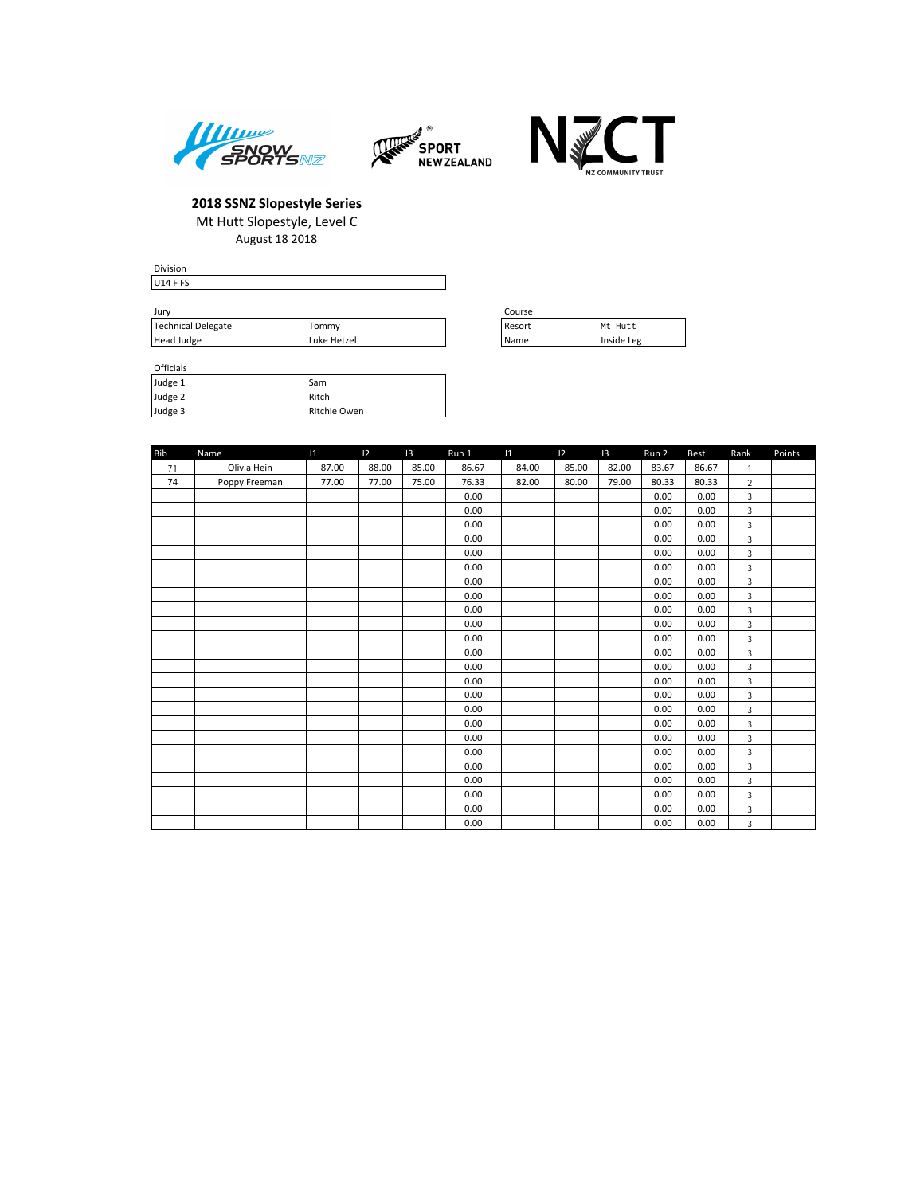**2018 SSNZ Slopestyle Series**

Mt Hutt Slopestyle, Level C

August 18 2018

Division

| U14 F FS |
|---|

Jury

| | |
|---|---|
| Technical Delegate | Tommy |
| Head Judge | Luke Hetzel |

Course

| | |
|---|---|
| Resort | Mt Hutt |
| Name | Inside Leg |

Officials

| | |
|---|---|
| Judge 1 | Sam |
| Judge 2 | Ritch |
| Judge 3 | Ritchie Owen |

| Bib | Name | J1 | J2 | J3 | Run 1 | J1 | J2 | J3 | Run 2 | Best | Rank | Points |
|---|---|---|---|---|---|---|---|---|---|---|---|---|
| 71 | Olivia Hein | 87.00 | 88.00 | 85.00 | 86.67 | 84.00 | 85.00 | 82.00 | 83.67 | 86.67 | 1 | |
| 74 | Poppy Freeman | 77.00 | 77.00 | 75.00 | 76.33 | 82.00 | 80.00 | 79.00 | 80.33 | 80.33 | 2 | |
| | | | | | 0.00 | | | | 0.00 | 0.00 | 3 | |
| | | | | | 0.00 | | | | 0.00 | 0.00 | 3 | |
| | | | | | 0.00 | | | | 0.00 | 0.00 | 3 | |
| | | | | | 0.00 | | | | 0.00 | 0.00 | 3 | |
| | | | | | 0.00 | | | | 0.00 | 0.00 | 3 | |
| | | | | | 0.00 | | | | 0.00 | 0.00 | 3 | |
| | | | | | 0.00 | | | | 0.00 | 0.00 | 3 | |
| | | | | | 0.00 | | | | 0.00 | 0.00 | 3 | |
| | | | | | 0.00 | | | | 0.00 | 0.00 | 3 | |
| | | | | | 0.00 | | | | 0.00 | 0.00 | 3 | |
| | | | | | 0.00 | | | | 0.00 | 0.00 | 3 | |
| | | | | | 0.00 | | | | 0.00 | 0.00 | 3 | |
| | | | | | 0.00 | | | | 0.00 | 0.00 | 3 | |
| | | | | | 0.00 | | | | 0.00 | 0.00 | 3 | |
| | | | | | 0.00 | | | | 0.00 | 0.00 | 3 | |
| | | | | | 0.00 | | | | 0.00 | 0.00 | 3 | |
| | | | | | 0.00 | | | | 0.00 | 0.00 | 3 | |
| | | | | | 0.00 | | | | 0.00 | 0.00 | 3 | |
| | | | | | 0.00 | | | | 0.00 | 0.00 | 3 | |
| | | | | | 0.00 | | | | 0.00 | 0.00 | 3 | |
| | | | | | 0.00 | | | | 0.00 | 0.00 | 3 | |
| | | | | | 0.00 | | | | 0.00 | 0.00 | 3 | |
| | | | | | 0.00 | | | | 0.00 | 0.00 | 3 | |
| | | | | | 0.00 | | | | 0.00 | 0.00 | 3 | |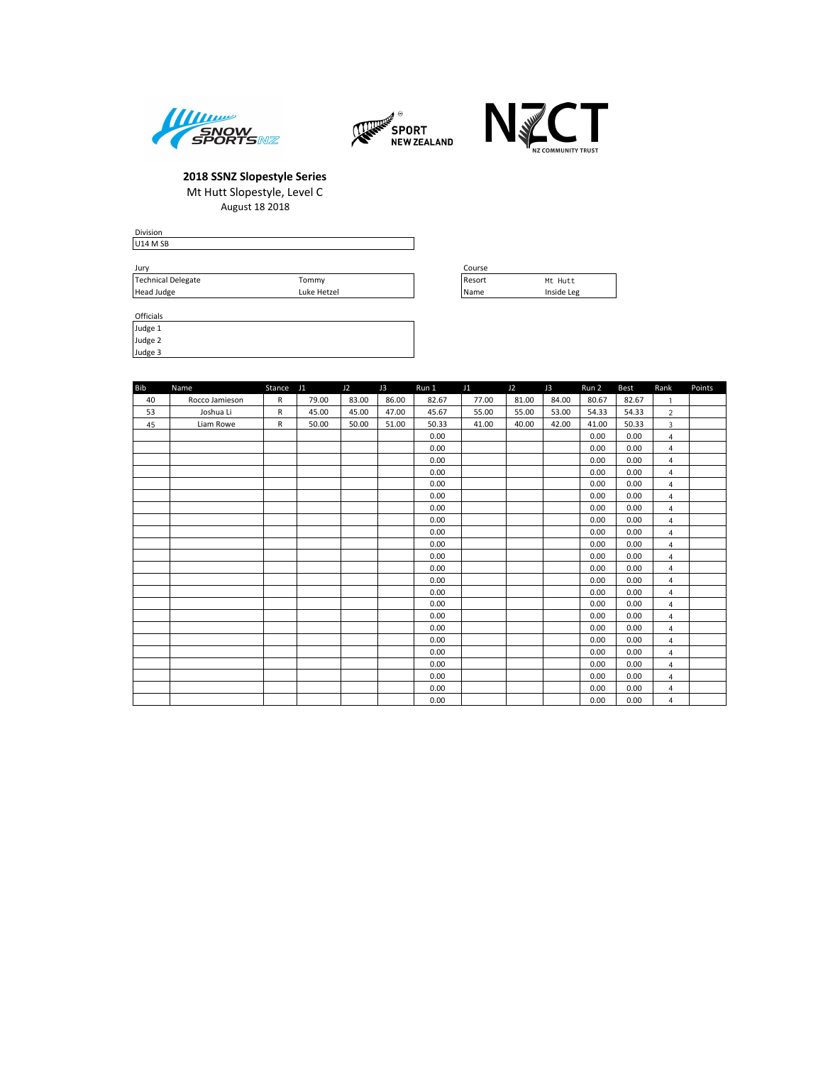**2018 SSNZ Slopestyle Series**

Mt Hutt Slopestyle, Level C

August 18 2018

| Division |
|---|
| U14 M SB |

| Jury | |
|---|---|
| Technical Delegate | Tommy |
| Head Judge | Luke Hetzel |

| Course | |
|---|---|
| Resort | Mt Hutt |
| Name | Inside Leg |

| Officials |
|---|
| Judge 1 |
| Judge 2 |
| Judge 3 |

| Bib | Name | Stance | J1 | J2 | J3 | Run 1 | J1 | J2 | J3 | Run 2 | Best | Rank | Points |
|---|---|---|---|---|---|---|---|---|---|---|---|---|---|
| 40 | Rocco Jamieson | R | 79.00 | 83.00 | 86.00 | 82.67 | 77.00 | 81.00 | 84.00 | 80.67 | 82.67 | 1 | |
| 53 | Joshua Li | R | 45.00 | 45.00 | 47.00 | 45.67 | 55.00 | 55.00 | 53.00 | 54.33 | 54.33 | 2 | |
| 45 | Liam Rowe | R | 50.00 | 50.00 | 51.00 | 50.33 | 41.00 | 40.00 | 42.00 | 41.00 | 50.33 | 3 | |
| | | | | | | 0.00 | | | | 0.00 | 0.00 | 4 | |
| | | | | | | 0.00 | | | | 0.00 | 0.00 | 4 | |
| | | | | | | 0.00 | | | | 0.00 | 0.00 | 4 | |
| | | | | | | 0.00 | | | | 0.00 | 0.00 | 4 | |
| | | | | | | 0.00 | | | | 0.00 | 0.00 | 4 | |
| | | | | | | 0.00 | | | | 0.00 | 0.00 | 4 | |
| | | | | | | 0.00 | | | | 0.00 | 0.00 | 4 | |
| | | | | | | 0.00 | | | | 0.00 | 0.00 | 4 | |
| | | | | | | 0.00 | | | | 0.00 | 0.00 | 4 | |
| | | | | | | 0.00 | | | | 0.00 | 0.00 | 4 | |
| | | | | | | 0.00 | | | | 0.00 | 0.00 | 4 | |
| | | | | | | 0.00 | | | | 0.00 | 0.00 | 4 | |
| | | | | | | 0.00 | | | | 0.00 | 0.00 | 4 | |
| | | | | | | 0.00 | | | | 0.00 | 0.00 | 4 | |
| | | | | | | 0.00 | | | | 0.00 | 0.00 | 4 | |
| | | | | | | 0.00 | | | | 0.00 | 0.00 | 4 | |
| | | | | | | 0.00 | | | | 0.00 | 0.00 | 4 | |
| | | | | | | 0.00 | | | | 0.00 | 0.00 | 4 | |
| | | | | | | 0.00 | | | | 0.00 | 0.00 | 4 | |
| | | | | | | 0.00 | | | | 0.00 | 0.00 | 4 | |
| | | | | | | 0.00 | | | | 0.00 | 0.00 | 4 | |
| | | | | | | 0.00 | | | | 0.00 | 0.00 | 4 | |
| | | | | | | 0.00 | | | | 0.00 | 0.00 | 4 | |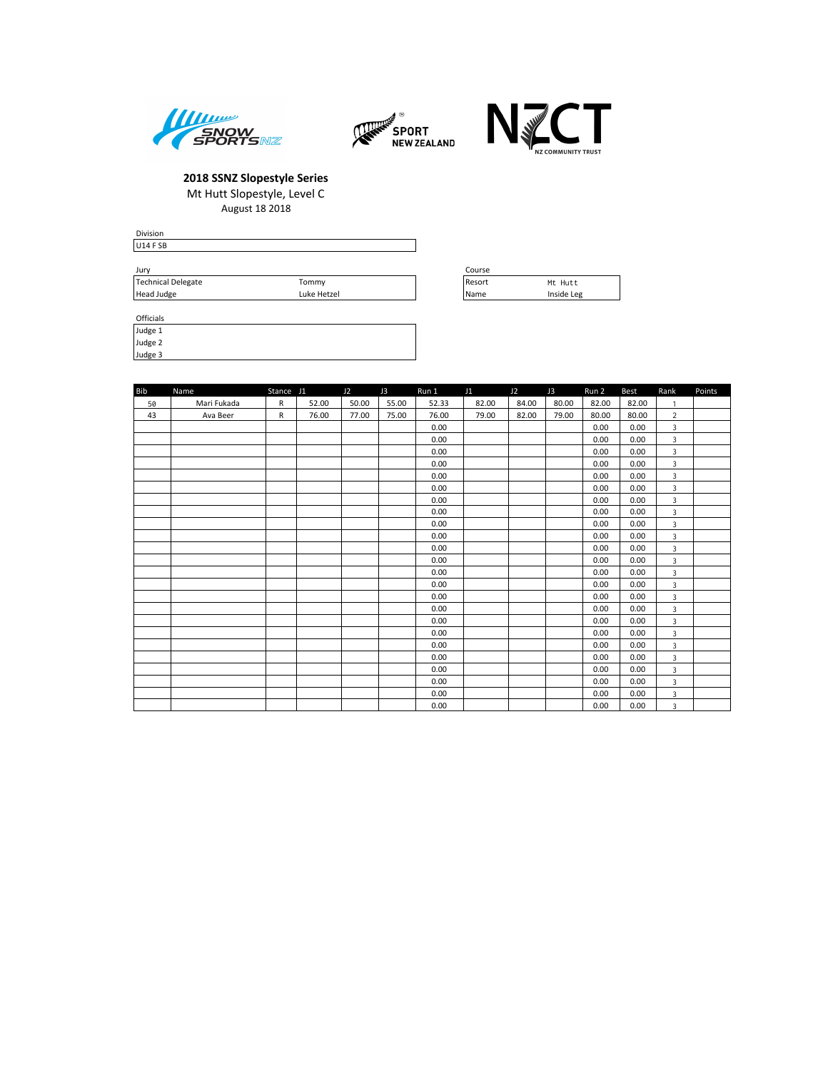**2018 SSNZ Slopestyle Series**

Mt Hutt Slopestyle, Level C

August 18 2018

Division

| U14 F SB |
|---|

Jury

| | |
|---|---|
| Technical Delegate | Tommy |
| Head Judge | Luke Hetzel |

Course

| | |
|---|---|
| Resort | Mt Hutt |
| Name | Inside Leg |

Officials

| |
|---|
| Judge 1 |
| Judge 2 |
| Judge 3 |

| Bib | Name | Stance | J1 | J2 | J3 | Run 1 | J1 | J2 | J3 | Run 2 | Best | Rank | Points |
|---|---|---|---|---|---|---|---|---|---|---|---|---|---|
| 50 | Mari Fukada | R | 52.00 | 50.00 | 55.00 | 52.33 | 82.00 | 84.00 | 80.00 | 82.00 | 82.00 | 1 | |
| 43 | Ava Beer | R | 76.00 | 77.00 | 75.00 | 76.00 | 79.00 | 82.00 | 79.00 | 80.00 | 80.00 | 2 | |
| | | | | | | 0.00 | | | | 0.00 | 0.00 | 3 | |
| | | | | | | 0.00 | | | | 0.00 | 0.00 | 3 | |
| | | | | | | 0.00 | | | | 0.00 | 0.00 | 3 | |
| | | | | | | 0.00 | | | | 0.00 | 0.00 | 3 | |
| | | | | | | 0.00 | | | | 0.00 | 0.00 | 3 | |
| | | | | | | 0.00 | | | | 0.00 | 0.00 | 3 | |
| | | | | | | 0.00 | | | | 0.00 | 0.00 | 3 | |
| | | | | | | 0.00 | | | | 0.00 | 0.00 | 3 | |
| | | | | | | 0.00 | | | | 0.00 | 0.00 | 3 | |
| | | | | | | 0.00 | | | | 0.00 | 0.00 | 3 | |
| | | | | | | 0.00 | | | | 0.00 | 0.00 | 3 | |
| | | | | | | 0.00 | | | | 0.00 | 0.00 | 3 | |
| | | | | | | 0.00 | | | | 0.00 | 0.00 | 3 | |
| | | | | | | 0.00 | | | | 0.00 | 0.00 | 3 | |
| | | | | | | 0.00 | | | | 0.00 | 0.00 | 3 | |
| | | | | | | 0.00 | | | | 0.00 | 0.00 | 3 | |
| | | | | | | 0.00 | | | | 0.00 | 0.00 | 3 | |
| | | | | | | 0.00 | | | | 0.00 | 0.00 | 3 | |
| | | | | | | 0.00 | | | | 0.00 | 0.00 | 3 | |
| | | | | | | 0.00 | | | | 0.00 | 0.00 | 3 | |
| | | | | | | 0.00 | | | | 0.00 | 0.00 | 3 | |
| | | | | | | 0.00 | | | | 0.00 | 0.00 | 3 | |
| | | | | | | 0.00 | | | | 0.00 | 0.00 | 3 | |